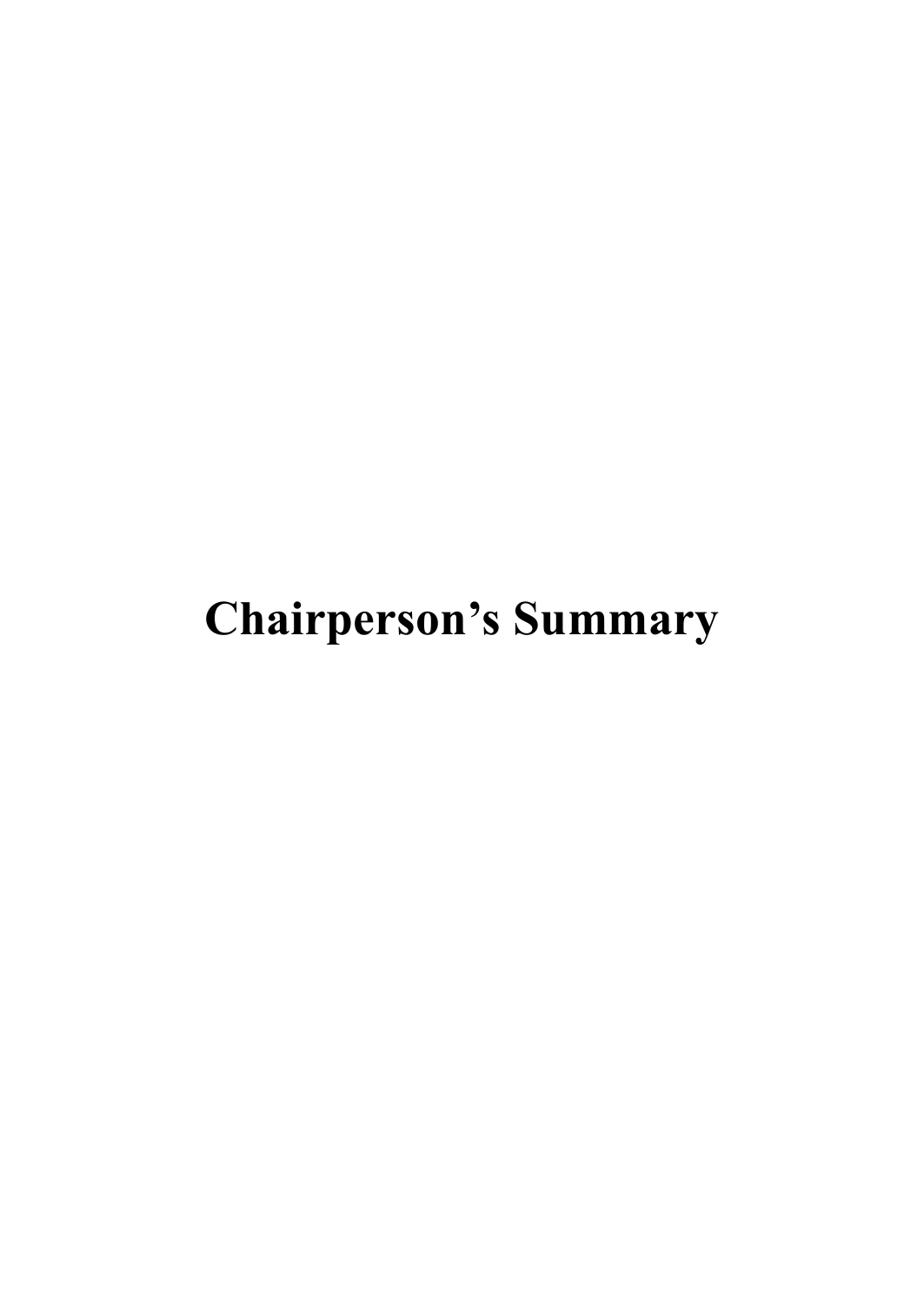# Chairperson's Summary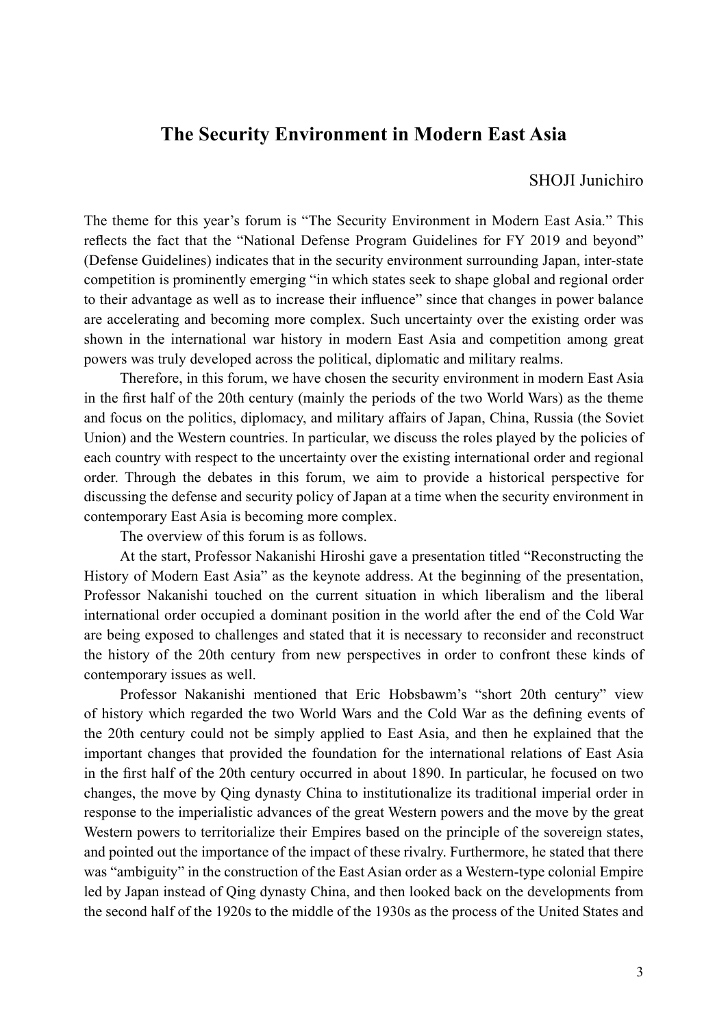# The Security Environment in Modern East Asia

SHOJI Junichiro

The theme for this year's forum is "The Security Environment in Modern East Asia." This reflects the fact that the "National Defense Program Guidelines for FY 2019 and beyond" (Defense Guidelines) indicates that in the security environment surrounding Japan, inter-state competition is prominently emerging "in which states seek to shape global and regional order to their advantage as well as to increase their influence" since that changes in power balance are accelerating and becoming more complex. Such uncertainty over the existing order was shown in the international war history in modern East Asia and competition among great powers was truly developed across the political, diplomatic and military realms.

Therefore, in this forum, we have chosen the security environment in modern East Asia in the first half of the 20th century (mainly the periods of the two World Wars) as the theme and focus on the politics, diplomacy, and military affairs of Japan, China, Russia (the Soviet Union) and the Western countries. In particular, we discuss the roles played by the policies of each country with respect to the uncertainty over the existing international order and regional order. Through the debates in this forum, we aim to provide a historical perspective for discussing the defense and security policy of Japan at a time when the security environment in contemporary East Asia is becoming more complex.

The overview of this forum is as follows.

At the start, Professor Nakanishi Hiroshi gave a presentation titled "Reconstructing the History of Modern East Asia" as the keynote address. At the beginning of the presentation, Professor Nakanishi touched on the current situation in which liberalism and the liberal international order occupied a dominant position in the world after the end of the Cold War are being exposed to challenges and stated that it is necessary to reconsider and reconstruct the history of the 20th century from new perspectives in order to confront these kinds of contemporary issues as well.

Professor Nakanishi mentioned that Eric Hobsbawm's "short 20th century" view of history which regarded the two World Wars and the Cold War as the defining events of the 20th century could not be simply applied to East Asia, and then he explained that the important changes that provided the foundation for the international relations of East Asia in the first half of the 20th century occurred in about 1890. In particular, he focused on two changes, the move by Qing dynasty China to institutionalize its traditional imperial order in response to the imperialistic advances of the great Western powers and the move by the great Western powers to territorialize their Empires based on the principle of the sovereign states, and pointed out the importance of the impact of these rivalry. Furthermore, he stated that there was "ambiguity" in the construction of the East Asian order as a Western-type colonial Empire led by Japan instead of Qing dynasty China, and then looked back on the developments from the second half of the 1920s to the middle of the 1930s as the process of the United States and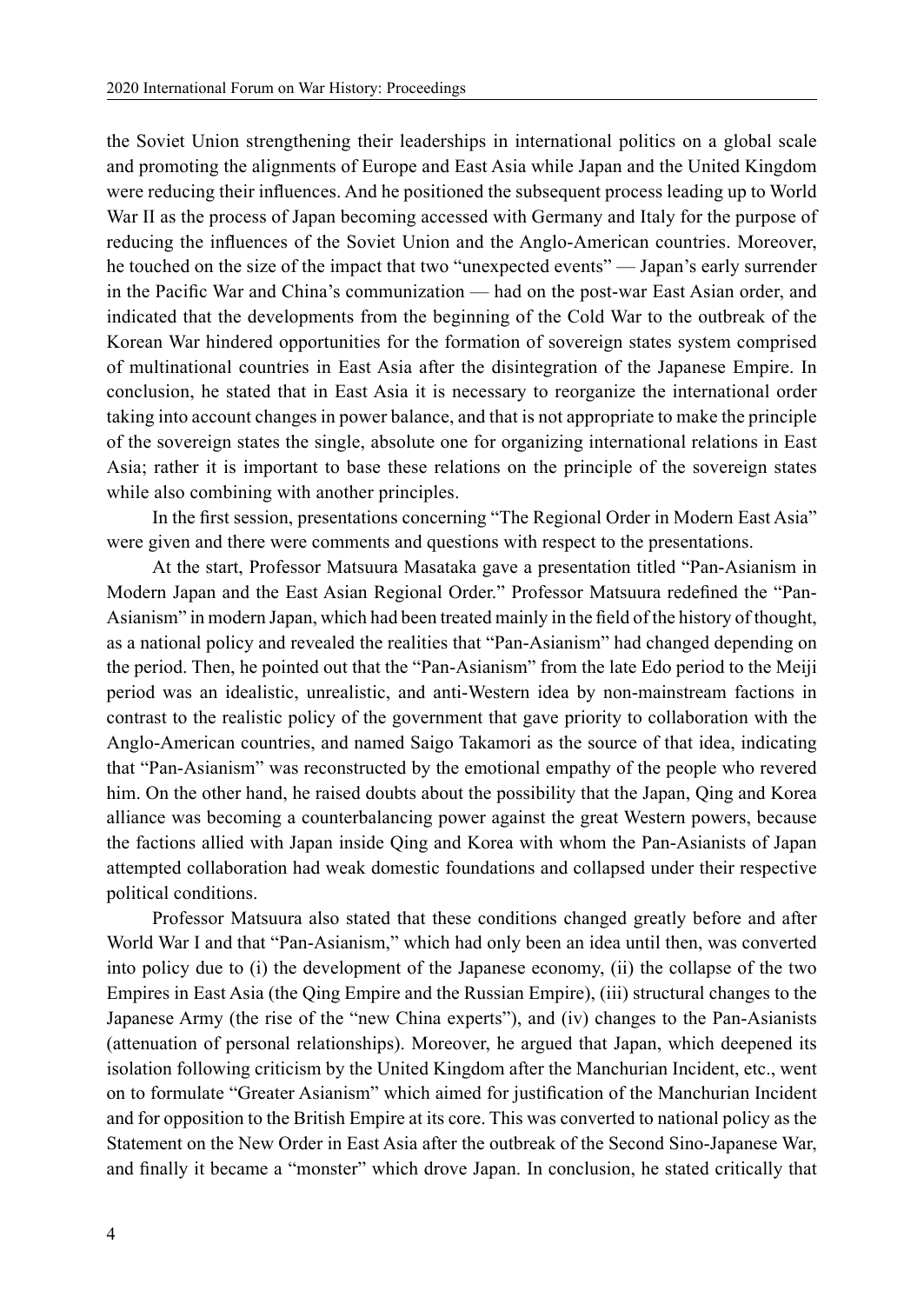the Soviet Union strengthening their leaderships in international politics on a global scale and promoting the alignments of Europe and East Asia while Japan and the United Kingdom were reducing their influences. And he positioned the subsequent process leading up to World War II as the process of Japan becoming accessed with Germany and Italy for the purpose of reducing the influences of the Soviet Union and the Anglo-American countries. Moreover, he touched on the size of the impact that two "unexpected events" — Japan's early surrender in the Pacific War and China's communization — had on the post-war East Asian order, and indicated that the developments from the beginning of the Cold War to the outbreak of the Korean War hindered opportunities for the formation of sovereign states system comprised of multinational countries in East Asia after the disintegration of the Japanese Empire. In conclusion, he stated that in East Asia it is necessary to reorganize the international order taking into account changes in power balance, and that is not appropriate to make the principle of the sovereign states the single, absolute one for organizing international relations in East Asia; rather it is important to base these relations on the principle of the sovereign states while also combining with another principles.

In the first session, presentations concerning "The Regional Order in Modern East Asia" were given and there were comments and questions with respect to the presentations.

At the start, Professor Matsuura Masataka gave a presentation titled "Pan-Asianism in Modern Japan and the East Asian Regional Order." Professor Matsuura redefined the "Pan-Asianism" in modern Japan, which had been treated mainly in the field of the history of thought, as a national policy and revealed the realities that "Pan-Asianism" had changed depending on the period. Then, he pointed out that the "Pan-Asianism" from the late Edo period to the Meiji period was an idealistic, unrealistic, and anti-Western idea by non-mainstream factions in contrast to the realistic policy of the government that gave priority to collaboration with the Anglo-American countries, and named Saigo Takamori as the source of that idea, indicating that "Pan-Asianism" was reconstructed by the emotional empathy of the people who revered him. On the other hand, he raised doubts about the possibility that the Japan, Qing and Korea alliance was becoming a counterbalancing power against the great Western powers, because the factions allied with Japan inside Qing and Korea with whom the Pan-Asianists of Japan attempted collaboration had weak domestic foundations and collapsed under their respective political conditions.

Professor Matsuura also stated that these conditions changed greatly before and after World War I and that "Pan-Asianism," which had only been an idea until then, was converted into policy due to (i) the development of the Japanese economy, (ii) the collapse of the two Empires in East Asia (the Qing Empire and the Russian Empire), (iii) structural changes to the Japanese Army (the rise of the "new China experts"), and (iv) changes to the Pan-Asianists (attenuation of personal relationships). Moreover, he argued that Japan, which deepened its isolation following criticism by the United Kingdom after the Manchurian Incident, etc., went on to formulate "Greater Asianism" which aimed for justification of the Manchurian Incident and for opposition to the British Empire at its core. This was converted to national policy as the Statement on the New Order in East Asia after the outbreak of the Second Sino-Japanese War, and finally it became a "monster" which drove Japan. In conclusion, he stated critically that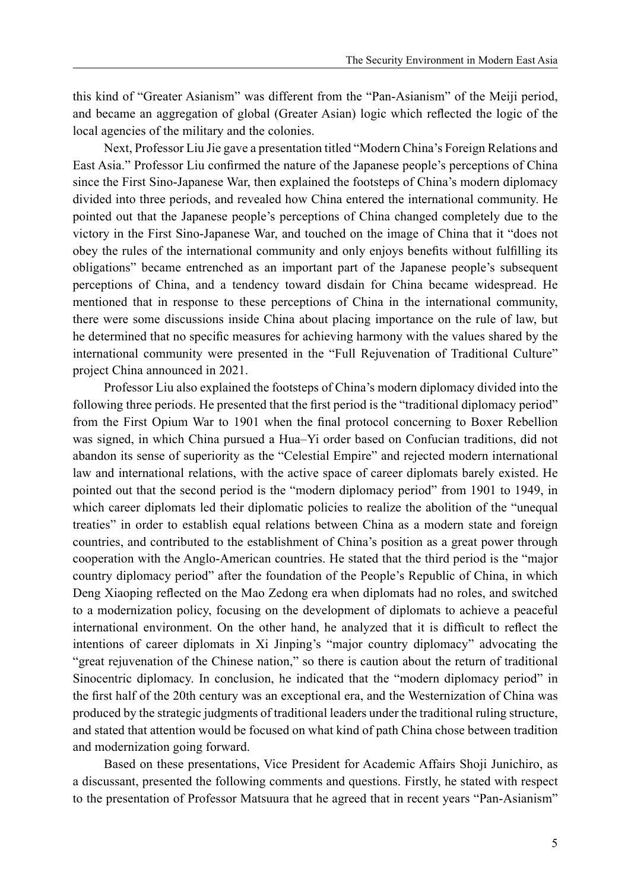this kind of "Greater Asianism" was different from the "Pan-Asianism" of the Meiji period, and became an aggregation of global (Greater Asian) logic which reflected the logic of the local agencies of the military and the colonies.

Next, Professor Liu Jie gave a presentation titled "Modern China's Foreign Relations and East Asia." Professor Liu confirmed the nature of the Japanese people's perceptions of China since the First Sino-Japanese War, then explained the footsteps of China's modern diplomacy divided into three periods, and revealed how China entered the international community. He pointed out that the Japanese people's perceptions of China changed completely due to the victory in the First Sino-Japanese War, and touched on the image of China that it "does not obey the rules of the international community and only enjoys benefits without fulfilling its obligations" became entrenched as an important part of the Japanese people's subsequent perceptions of China, and a tendency toward disdain for China became widespread. He mentioned that in response to these perceptions of China in the international community, there were some discussions inside China about placing importance on the rule of law, but he determined that no specific measures for achieving harmony with the values shared by the international community were presented in the "Full Rejuvenation of Traditional Culture" project China announced in 2021.

Professor Liu also explained the footsteps of China's modern diplomacy divided into the following three periods. He presented that the first period is the "traditional diplomacy period" from the First Opium War to 1901 when the final protocol concerning to Boxer Rebellion was signed, in which China pursued a Hua–Yi order based on Confucian traditions, did not abandon its sense of superiority as the "Celestial Empire" and rejected modern international law and international relations, with the active space of career diplomats barely existed. He pointed out that the second period is the "modern diplomacy period" from 1901 to 1949, in which career diplomats led their diplomatic policies to realize the abolition of the "unequal treaties" in order to establish equal relations between China as a modern state and foreign countries, and contributed to the establishment of China's position as a great power through cooperation with the Anglo-American countries. He stated that the third period is the "major country diplomacy period" after the foundation of the People's Republic of China, in which Deng Xiaoping reflected on the Mao Zedong era when diplomats had no roles, and switched to a modernization policy, focusing on the development of diplomats to achieve a peaceful international environment. On the other hand, he analyzed that it is difficult to reflect the intentions of career diplomats in Xi Jinping's "major country diplomacy" advocating the "great rejuvenation of the Chinese nation," so there is caution about the return of traditional Sinocentric diplomacy. In conclusion, he indicated that the "modern diplomacy period" in the first half of the 20th century was an exceptional era, and the Westernization of China was produced by the strategic judgments of traditional leaders under the traditional ruling structure, and stated that attention would be focused on what kind of path China chose between tradition and modernization going forward.

Based on these presentations, Vice President for Academic Affairs Shoji Junichiro, as a discussant, presented the following comments and questions. Firstly, he stated with respect to the presentation of Professor Matsuura that he agreed that in recent years "Pan-Asianism"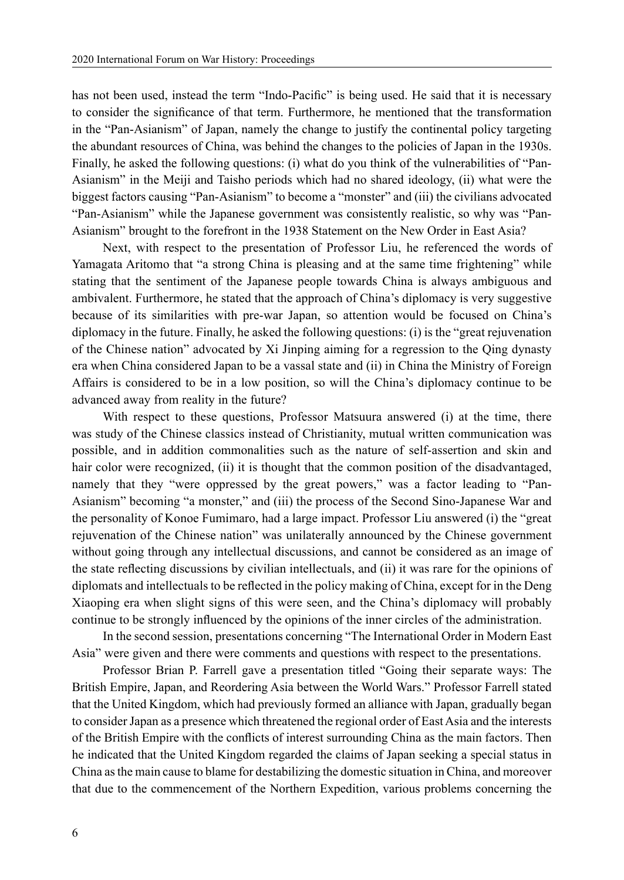has not been used, instead the term "Indo-Pacific" is being used. He said that it is necessary to consider the significance of that term. Furthermore, he mentioned that the transformation in the "Pan-Asianism" of Japan, namely the change to justify the continental policy targeting the abundant resources of China, was behind the changes to the policies of Japan in the 1930s. Finally, he asked the following questions: (i) what do you think of the vulnerabilities of "Pan-Asianism" in the Meiji and Taisho periods which had no shared ideology, (ii) what were the biggest factors causing "Pan-Asianism" to become a "monster" and (iii) the civilians advocated "Pan-Asianism" while the Japanese government was consistently realistic, so why was "Pan-Asianism" brought to the forefront in the 1938 Statement on the New Order in East Asia?

Next, with respect to the presentation of Professor Liu, he referenced the words of Yamagata Aritomo that "a strong China is pleasing and at the same time frightening" while stating that the sentiment of the Japanese people towards China is always ambiguous and ambivalent. Furthermore, he stated that the approach of China's diplomacy is very suggestive because of its similarities with pre-war Japan, so attention would be focused on China's diplomacy in the future. Finally, he asked the following questions: (i) is the "great rejuvenation of the Chinese nation" advocated by Xi Jinping aiming for a regression to the Qing dynasty era when China considered Japan to be a vassal state and (ii) in China the Ministry of Foreign Affairs is considered to be in a low position, so will the China's diplomacy continue to be advanced away from reality in the future?

With respect to these questions, Professor Matsuura answered (i) at the time, there was study of the Chinese classics instead of Christianity, mutual written communication was possible, and in addition commonalities such as the nature of self-assertion and skin and hair color were recognized, (ii) it is thought that the common position of the disadvantaged, namely that they "were oppressed by the great powers," was a factor leading to "Pan-Asianism" becoming "a monster," and (iii) the process of the Second Sino-Japanese War and the personality of Konoe Fumimaro, had a large impact. Professor Liu answered (i) the "great rejuvenation of the Chinese nation" was unilaterally announced by the Chinese government without going through any intellectual discussions, and cannot be considered as an image of the state reflecting discussions by civilian intellectuals, and (ii) it was rare for the opinions of diplomats and intellectuals to be reflected in the policy making of China, except for in the Deng Xiaoping era when slight signs of this were seen, and the China's diplomacy will probably continue to be strongly influenced by the opinions of the inner circles of the administration.

In the second session, presentations concerning "The International Order in Modern East Asia" were given and there were comments and questions with respect to the presentations.

Professor Brian P. Farrell gave a presentation titled "Going their separate ways: The British Empire, Japan, and Reordering Asia between the World Wars." Professor Farrell stated that the United Kingdom, which had previously formed an alliance with Japan, gradually began to consider Japan as a presence which threatened the regional order of East Asia and the interests of the British Empire with the conflicts of interest surrounding China as the main factors. Then he indicated that the United Kingdom regarded the claims of Japan seeking a special status in China as the main cause to blame for destabilizing the domestic situation in China, and moreover that due to the commencement of the Northern Expedition, various problems concerning the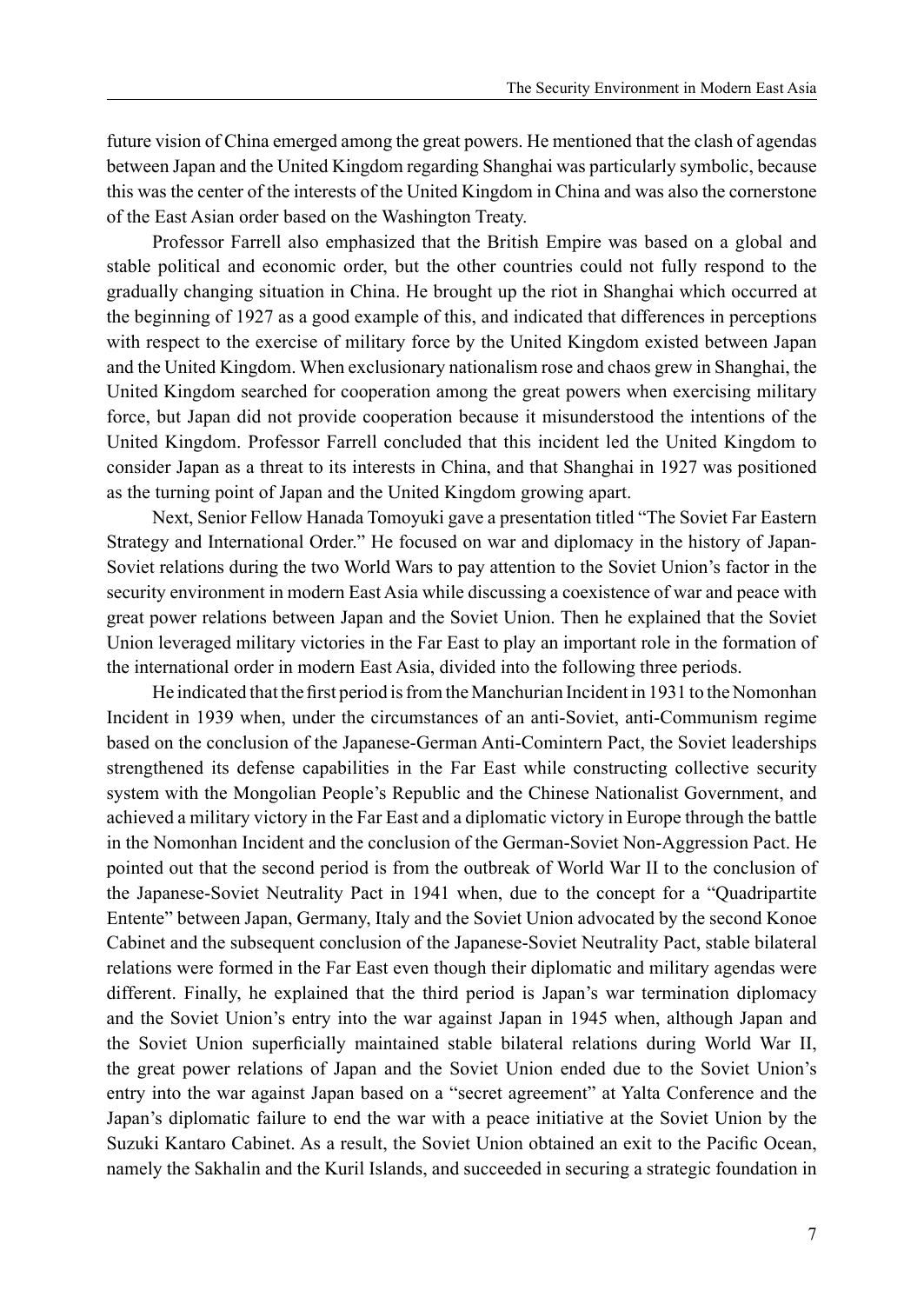future vision of China emerged among the great powers. He mentioned that the clash of agendas between Japan and the United Kingdom regarding Shanghai was particularly symbolic, because this was the center of the interests of the United Kingdom in China and was also the cornerstone of the East Asian order based on the Washington Treaty.

Professor Farrell also emphasized that the British Empire was based on a global and stable political and economic order, but the other countries could not fully respond to the gradually changing situation in China. He brought up the riot in Shanghai which occurred at the beginning of 1927 as a good example of this, and indicated that differences in perceptions with respect to the exercise of military force by the United Kingdom existed between Japan and the United Kingdom. When exclusionary nationalism rose and chaos grew in Shanghai, the United Kingdom searched for cooperation among the great powers when exercising military force, but Japan did not provide cooperation because it misunderstood the intentions of the United Kingdom. Professor Farrell concluded that this incident led the United Kingdom to consider Japan as a threat to its interests in China, and that Shanghai in 1927 was positioned as the turning point of Japan and the United Kingdom growing apart.

Next, Senior Fellow Hanada Tomoyuki gave a presentation titled "The Soviet Far Eastern Strategy and International Order." He focused on war and diplomacy in the history of Japan-Soviet relations during the two World Wars to pay attention to the Soviet Union's factor in the security environment in modern East Asia while discussing a coexistence of war and peace with great power relations between Japan and the Soviet Union. Then he explained that the Soviet Union leveraged military victories in the Far East to play an important role in the formation of the international order in modern East Asia, divided into the following three periods.

He indicated that the first period is from the Manchurian Incident in 1931 to the Nomonhan Incident in 1939 when, under the circumstances of an anti-Soviet, anti-Communism regime based on the conclusion of the Japanese-German Anti-Comintern Pact, the Soviet leaderships strengthened its defense capabilities in the Far East while constructing collective security system with the Mongolian People's Republic and the Chinese Nationalist Government, and achieved a military victory in the Far East and a diplomatic victory in Europe through the battle in the Nomonhan Incident and the conclusion of the German-Soviet Non-Aggression Pact. He pointed out that the second period is from the outbreak of World War II to the conclusion of the Japanese-Soviet Neutrality Pact in 1941 when, due to the concept for a "Quadripartite Entente" between Japan, Germany, Italy and the Soviet Union advocated by the second Konoe Cabinet and the subsequent conclusion of the Japanese-Soviet Neutrality Pact, stable bilateral relations were formed in the Far East even though their diplomatic and military agendas were different. Finally, he explained that the third period is Japan's war termination diplomacy and the Soviet Union's entry into the war against Japan in 1945 when, although Japan and the Soviet Union superficially maintained stable bilateral relations during World War II, the great power relations of Japan and the Soviet Union ended due to the Soviet Union's entry into the war against Japan based on a "secret agreement" at Yalta Conference and the Japan's diplomatic failure to end the war with a peace initiative at the Soviet Union by the Suzuki Kantaro Cabinet. As a result, the Soviet Union obtained an exit to the Pacific Ocean, namely the Sakhalin and the Kuril Islands, and succeeded in securing a strategic foundation in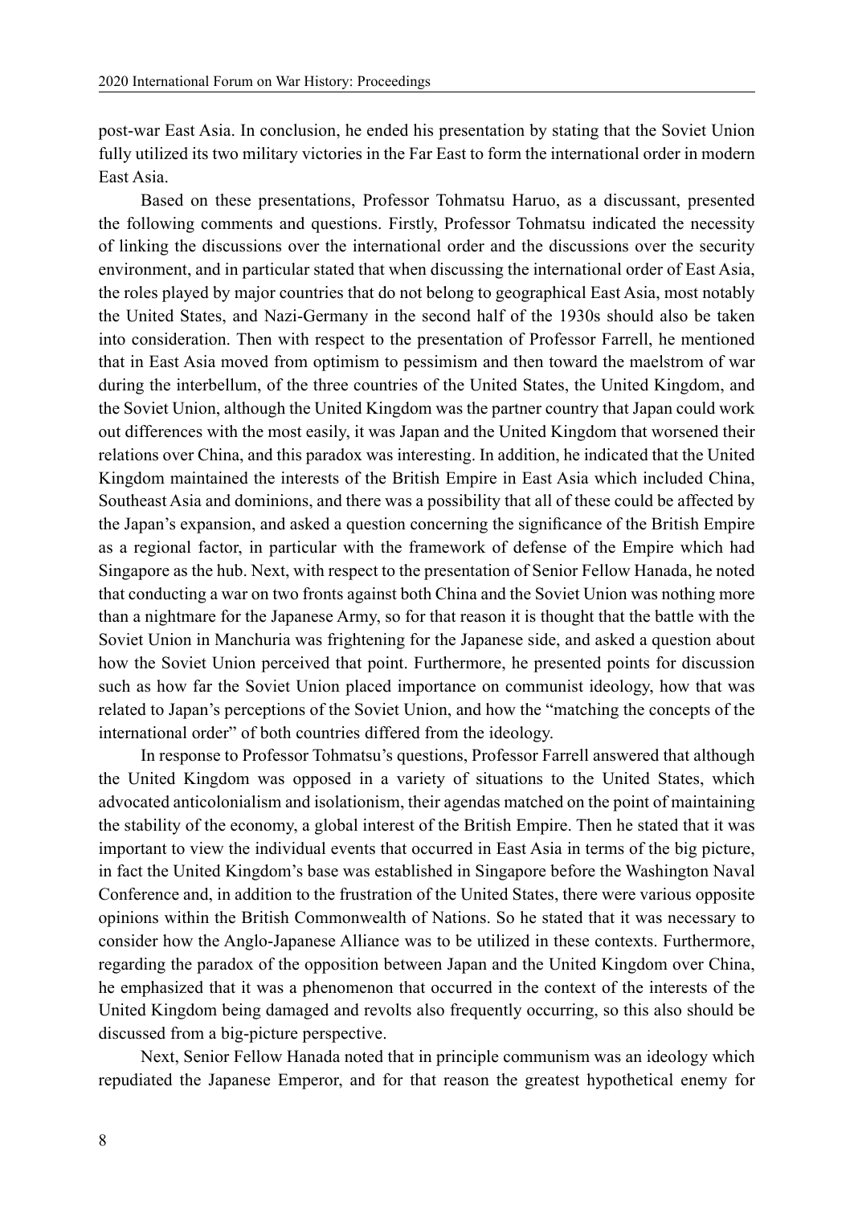post-war East Asia. In conclusion, he ended his presentation by stating that the Soviet Union fully utilized its two military victories in the Far East to form the international order in modern East Asia.

Based on these presentations, Professor Tohmatsu Haruo, as a discussant, presented the following comments and questions. Firstly, Professor Tohmatsu indicated the necessity of linking the discussions over the international order and the discussions over the security environment, and in particular stated that when discussing the international order of East Asia, the roles played by major countries that do not belong to geographical East Asia, most notably the United States, and Nazi-Germany in the second half of the 1930s should also be taken into consideration. Then with respect to the presentation of Professor Farrell, he mentioned that in East Asia moved from optimism to pessimism and then toward the maelstrom of war during the interbellum, of the three countries of the United States, the United Kingdom, and the Soviet Union, although the United Kingdom was the partner country that Japan could work out differences with the most easily, it was Japan and the United Kingdom that worsened their relations over China, and this paradox was interesting. In addition, he indicated that the United Kingdom maintained the interests of the British Empire in East Asia which included China, Southeast Asia and dominions, and there was a possibility that all of these could be affected by the Japan's expansion, and asked a question concerning the significance of the British Empire as a regional factor, in particular with the framework of defense of the Empire which had Singapore as the hub. Next, with respect to the presentation of Senior Fellow Hanada, he noted that conducting a war on two fronts against both China and the Soviet Union was nothing more than a nightmare for the Japanese Army, so for that reason it is thought that the battle with the Soviet Union in Manchuria was frightening for the Japanese side, and asked a question about how the Soviet Union perceived that point. Furthermore, he presented points for discussion such as how far the Soviet Union placed importance on communist ideology, how that was related to Japan's perceptions of the Soviet Union, and how the "matching the concepts of the international order" of both countries differed from the ideology.

In response to Professor Tohmatsu's questions, Professor Farrell answered that although the United Kingdom was opposed in a variety of situations to the United States, which advocated anticolonialism and isolationism, their agendas matched on the point of maintaining the stability of the economy, a global interest of the British Empire. Then he stated that it was important to view the individual events that occurred in East Asia in terms of the big picture, in fact the United Kingdom's base was established in Singapore before the Washington Naval Conference and, in addition to the frustration of the United States, there were various opposite opinions within the British Commonwealth of Nations. So he stated that it was necessary to consider how the Anglo-Japanese Alliance was to be utilized in these contexts. Furthermore, regarding the paradox of the opposition between Japan and the United Kingdom over China, he emphasized that it was a phenomenon that occurred in the context of the interests of the United Kingdom being damaged and revolts also frequently occurring, so this also should be discussed from a big-picture perspective.

Next, Senior Fellow Hanada noted that in principle communism was an ideology which repudiated the Japanese Emperor, and for that reason the greatest hypothetical enemy for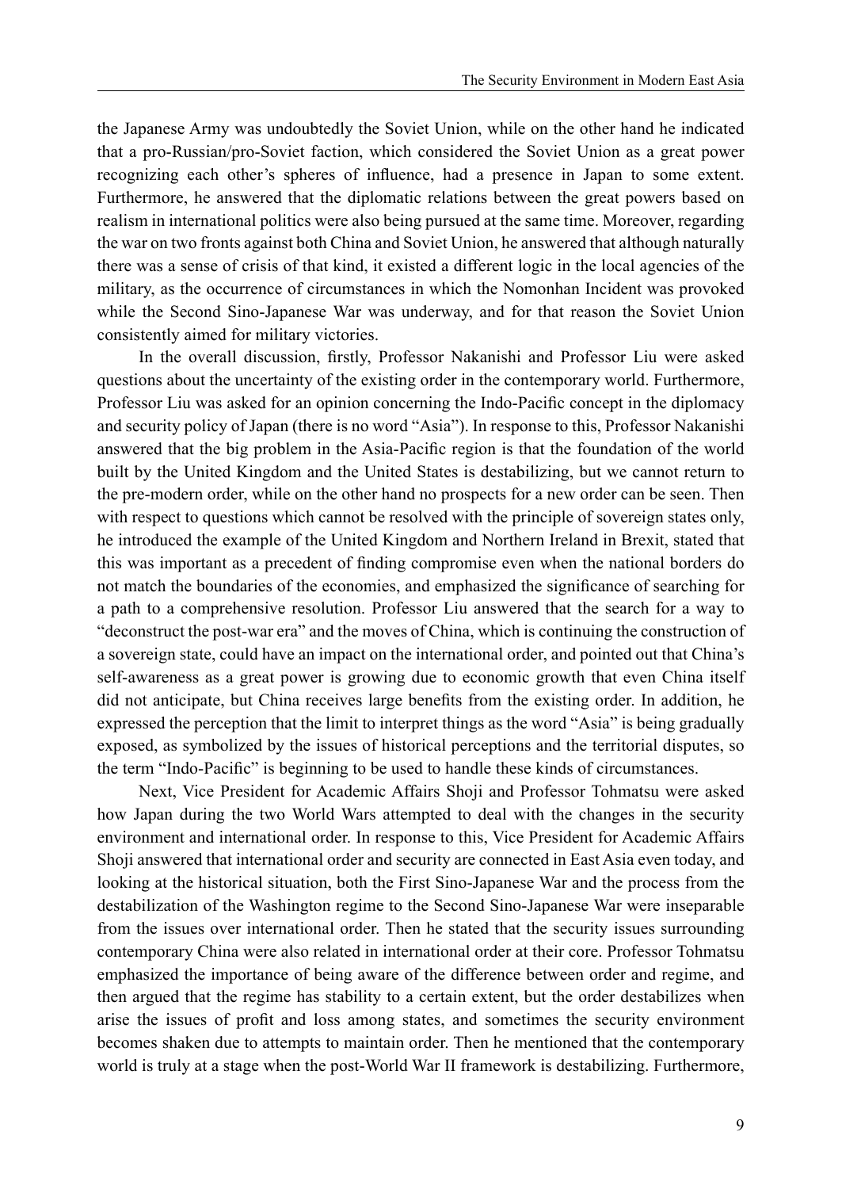the Japanese Army was undoubtedly the Soviet Union, while on the other hand he indicated that a pro-Russian/pro-Soviet faction, which considered the Soviet Union as a great power recognizing each other's spheres of influence, had a presence in Japan to some extent. Furthermore, he answered that the diplomatic relations between the great powers based on realism in international politics were also being pursued at the same time. Moreover, regarding the war on two fronts against both China and Soviet Union, he answered that although naturally there was a sense of crisis of that kind, it existed a different logic in the local agencies of the military, as the occurrence of circumstances in which the Nomonhan Incident was provoked while the Second Sino-Japanese War was underway, and for that reason the Soviet Union consistently aimed for military victories.

In the overall discussion, firstly, Professor Nakanishi and Professor Liu were asked questions about the uncertainty of the existing order in the contemporary world. Furthermore, Professor Liu was asked for an opinion concerning the Indo-Pacific concept in the diplomacy and security policy of Japan (there is no word "Asia"). In response to this, Professor Nakanishi answered that the big problem in the Asia-Pacific region is that the foundation of the world built by the United Kingdom and the United States is destabilizing, but we cannot return to the pre-modern order, while on the other hand no prospects for a new order can be seen. Then with respect to questions which cannot be resolved with the principle of sovereign states only, he introduced the example of the United Kingdom and Northern Ireland in Brexit, stated that this was important as a precedent of finding compromise even when the national borders do not match the boundaries of the economies, and emphasized the significance of searching for a path to a comprehensive resolution. Professor Liu answered that the search for a way to "deconstruct the post-war era" and the moves of China, which is continuing the construction of a sovereign state, could have an impact on the international order, and pointed out that China's self-awareness as a great power is growing due to economic growth that even China itself did not anticipate, but China receives large benefits from the existing order. In addition, he expressed the perception that the limit to interpret things as the word "Asia" is being gradually exposed, as symbolized by the issues of historical perceptions and the territorial disputes, so the term "Indo-Pacific" is beginning to be used to handle these kinds of circumstances.

Next, Vice President for Academic Affairs Shoji and Professor Tohmatsu were asked how Japan during the two World Wars attempted to deal with the changes in the security environment and international order. In response to this, Vice President for Academic Affairs Shoji answered that international order and security are connected in East Asia even today, and looking at the historical situation, both the First Sino-Japanese War and the process from the destabilization of the Washington regime to the Second Sino-Japanese War were inseparable from the issues over international order. Then he stated that the security issues surrounding contemporary China were also related in international order at their core. Professor Tohmatsu emphasized the importance of being aware of the difference between order and regime, and then argued that the regime has stability to a certain extent, but the order destabilizes when arise the issues of profit and loss among states, and sometimes the security environment becomes shaken due to attempts to maintain order. Then he mentioned that the contemporary world is truly at a stage when the post-World War II framework is destabilizing. Furthermore,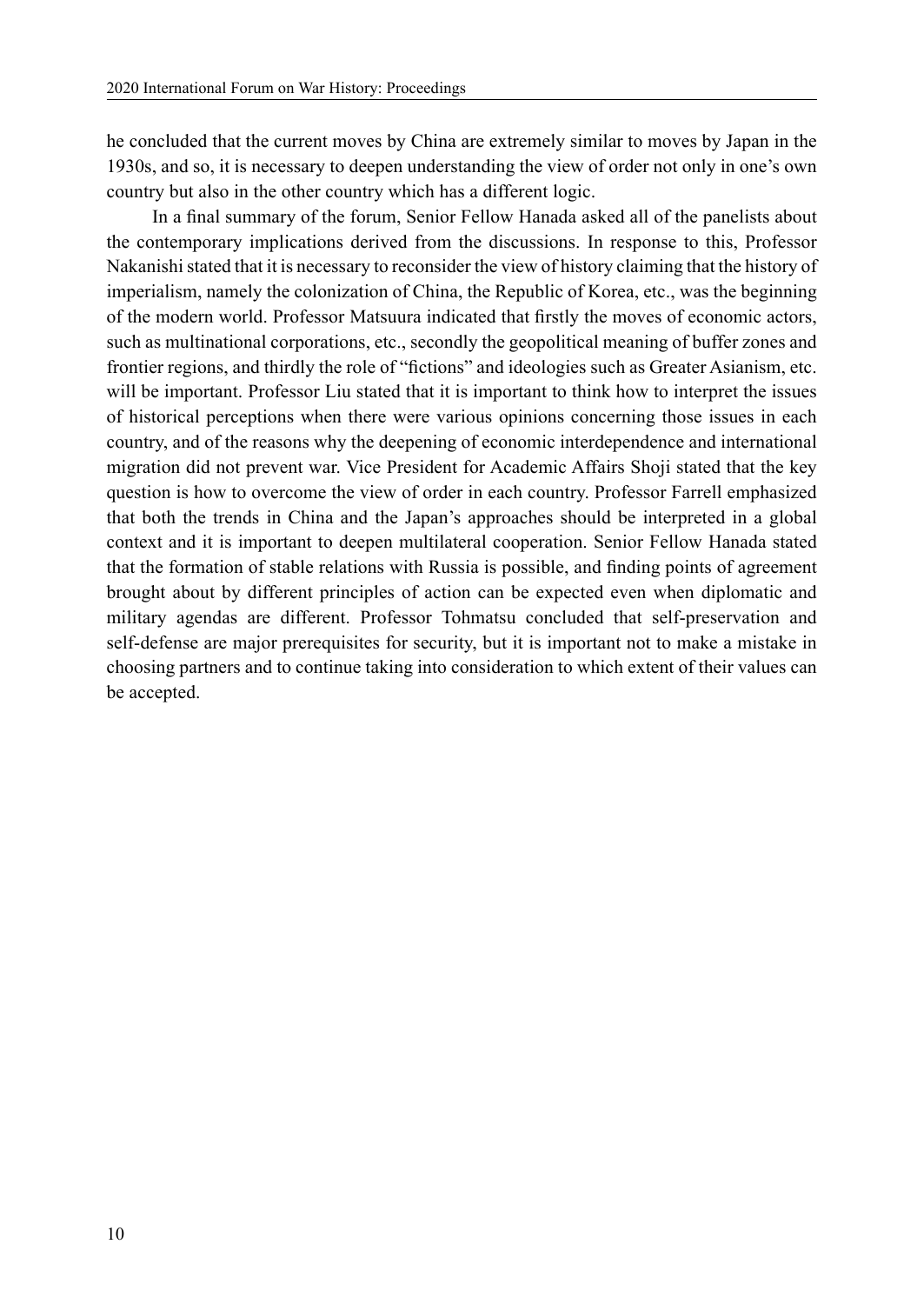he concluded that the current moves by China are extremely similar to moves by Japan in the 1930s, and so, it is necessary to deepen understanding the view of order not only in one's own country but also in the other country which has a different logic.

In a final summary of the forum, Senior Fellow Hanada asked all of the panelists about the contemporary implications derived from the discussions. In response to this, Professor Nakanishi stated that it is necessary to reconsider the view of history claiming that the history of imperialism, namely the colonization of China, the Republic of Korea, etc., was the beginning of the modern world. Professor Matsuura indicated that firstly the moves of economic actors, such as multinational corporations, etc., secondly the geopolitical meaning of buffer zones and frontier regions, and thirdly the role of "fictions" and ideologies such as Greater Asianism, etc. will be important. Professor Liu stated that it is important to think how to interpret the issues of historical perceptions when there were various opinions concerning those issues in each country, and of the reasons why the deepening of economic interdependence and international migration did not prevent war. Vice President for Academic Affairs Shoji stated that the key question is how to overcome the view of order in each country. Professor Farrell emphasized that both the trends in China and the Japan's approaches should be interpreted in a global context and it is important to deepen multilateral cooperation. Senior Fellow Hanada stated that the formation of stable relations with Russia is possible, and finding points of agreement brought about by different principles of action can be expected even when diplomatic and military agendas are different. Professor Tohmatsu concluded that self-preservation and self-defense are major prerequisites for security, but it is important not to make a mistake in choosing partners and to continue taking into consideration to which extent of their values can be accepted.